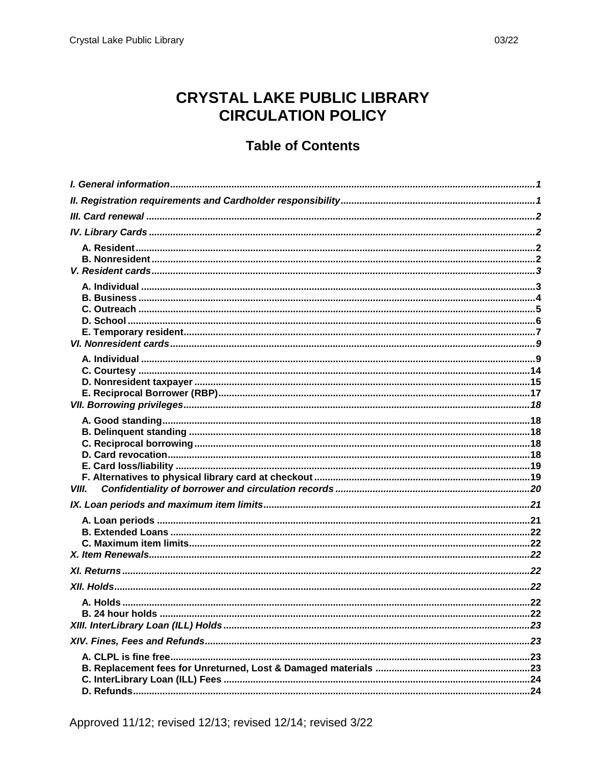# CRYSTAL LAKE PUBLIC LIBRARY
# CIRCULATION POLICY

## Table of Contents

*I. General information* ....... *1*

*II. Registration requirements and Cardholder responsibility* ....... *1*

*III. Card renewal* ....... *2*

*IV. Library Cards* ....... *2*

- **A. Resident** ....... **2**
- **B. Nonresident** ....... **2**

*V. Resident cards* ....... *3*

- **A. Individual** ....... **3**
- **B. Business** ....... **4**
- **C. Outreach** ....... **5**
- **D. School** ....... **6**
- **E. Temporary resident** ....... **7**

*VI. Nonresident cards* ....... *9*

- **A. Individual** ....... **9**
- **C. Courtesy** ....... **14**
- **D. Nonresident taxpayer** ....... **15**
- **E. Reciprocal Borrower (RBP)** ....... **17**

*VII. Borrowing privileges* ....... *18*

- **A. Good standing** ....... **18**
- **B. Delinquent standing** ....... **18**
- **C. Reciprocal borrowing** ....... **18**
- **D. Card revocation** ....... **18**
- **E. Card loss/liability** ....... **19**
- **F. Alternatives to physical library card at checkout** ....... **19**

*VIII. Confidentiality of borrower and circulation records* ....... *20*

*IX. Loan periods and maximum item limits* ....... *21*

- **A. Loan periods** ....... **21**
- **B. Extended Loans** ....... **22**
- **C. Maximum item limits** ....... **22**

*X. Item Renewals* ....... *22*

*XI. Returns* ....... *22*

*XII. Holds* ....... *22*

- **A. Holds** ....... **22**
- **B. 24 hour holds** ....... **22**

*XIII. InterLibrary Loan (ILL) Holds* ....... *23*

*XIV. Fines, Fees and Refunds* ....... *23*

- **A. CLPL is fine free** ....... **23**
- **B. Replacement fees for Unreturned, Lost & Damaged materials** ....... **23**
- **C. InterLibrary Loan (ILL) Fees** ....... **24**
- **D. Refunds** ....... **24**

Approved 11/12; revised 12/13; revised 12/14; revised 3/22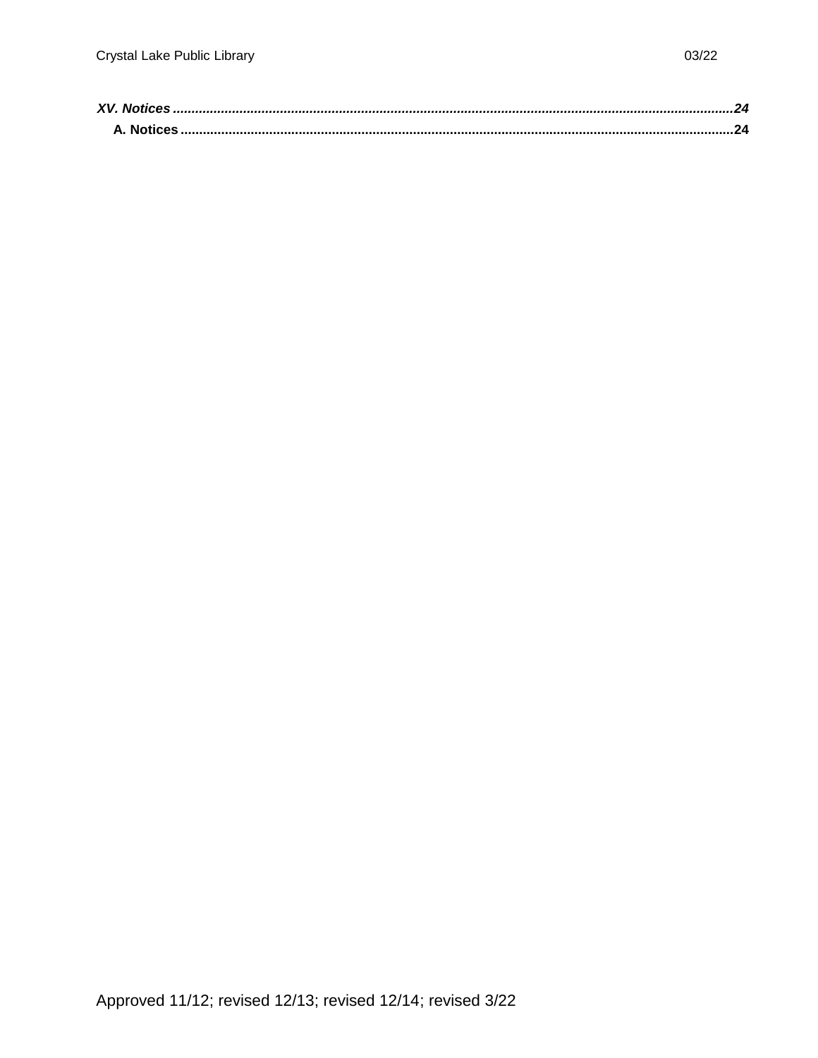***XV. Notices*** ........................................................................................................................................ ***24***

**A. Notices** ........................................................................................................................................ **24**

Approved 11/12; revised 12/13; revised 12/14; revised 3/22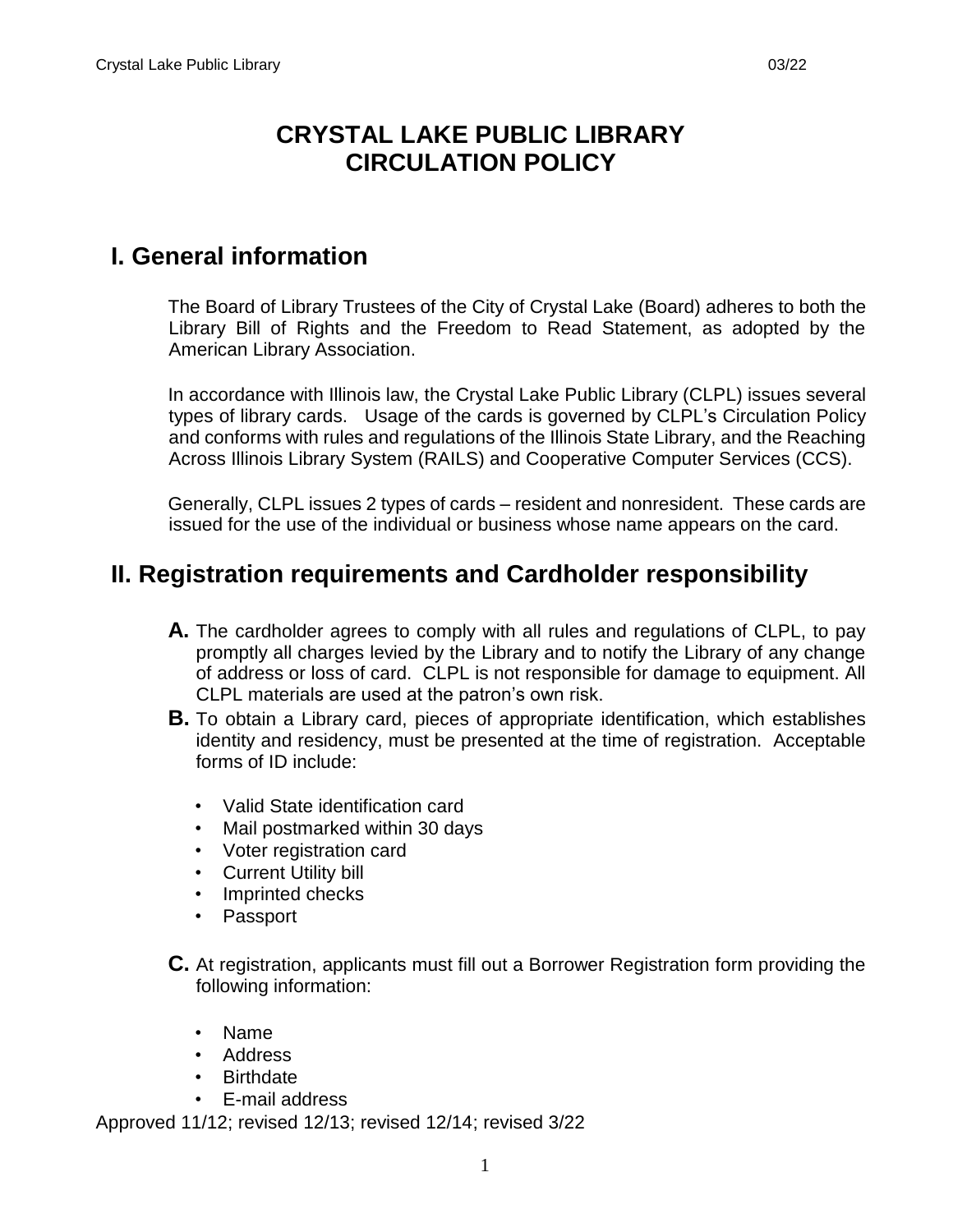# CRYSTAL LAKE PUBLIC LIBRARY
# CIRCULATION POLICY

## I. General information

The Board of Library Trustees of the City of Crystal Lake (Board) adheres to both the Library Bill of Rights and the Freedom to Read Statement, as adopted by the American Library Association.

In accordance with Illinois law, the Crystal Lake Public Library (CLPL) issues several types of library cards. Usage of the cards is governed by CLPL's Circulation Policy and conforms with rules and regulations of the Illinois State Library, and the Reaching Across Illinois Library System (RAILS) and Cooperative Computer Services (CCS).

Generally, CLPL issues 2 types of cards – resident and nonresident. These cards are issued for the use of the individual or business whose name appears on the card.

## II. Registration requirements and Cardholder responsibility

**A.** The cardholder agrees to comply with all rules and regulations of CLPL, to pay promptly all charges levied by the Library and to notify the Library of any change of address or loss of card. CLPL is not responsible for damage to equipment. All CLPL materials are used at the patron's own risk.

**B.** To obtain a Library card, pieces of appropriate identification, which establishes identity and residency, must be presented at the time of registration. Acceptable forms of ID include:

- Valid State identification card
- Mail postmarked within 30 days
- Voter registration card
- Current Utility bill
- Imprinted checks
- Passport

**C.** At registration, applicants must fill out a Borrower Registration form providing the following information:

- Name
- Address
- Birthdate
- E-mail address

Approved 11/12; revised 12/13; revised 12/14; revised 3/22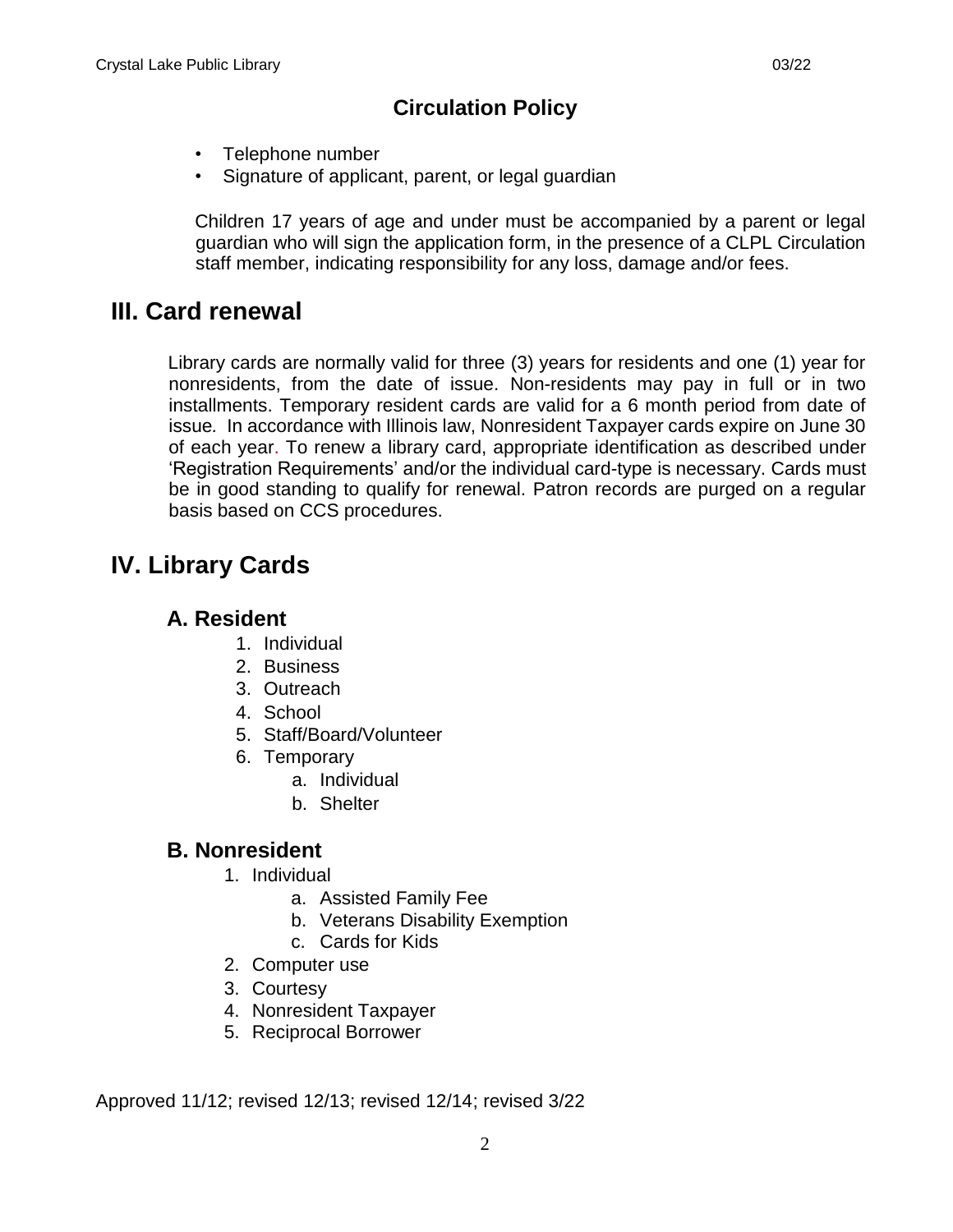## Circulation Policy

- Telephone number
- Signature of applicant, parent, or legal guardian

Children 17 years of age and under must be accompanied by a parent or legal guardian who will sign the application form, in the presence of a CLPL Circulation staff member, indicating responsibility for any loss, damage and/or fees.

# III. Card renewal

Library cards are normally valid for three (3) years for residents and one (1) year for nonresidents, from the date of issue. Non-residents may pay in full or in two installments. Temporary resident cards are valid for a 6 month period from date of issue. In accordance with Illinois law, Nonresident Taxpayer cards expire on June 30 of each year. To renew a library card, appropriate identification as described under 'Registration Requirements' and/or the individual card-type is necessary. Cards must be in good standing to qualify for renewal. Patron records are purged on a regular basis based on CCS procedures.

# IV. Library Cards

## A. Resident

1. Individual
2. Business
3. Outreach
4. School
5. Staff/Board/Volunteer
6. Temporary
   a. Individual
   b. Shelter

## B. Nonresident

1. Individual
   a. Assisted Family Fee
   b. Veterans Disability Exemption
   c. Cards for Kids
2. Computer use
3. Courtesy
4. Nonresident Taxpayer
5. Reciprocal Borrower

Approved 11/12; revised 12/13; revised 12/14; revised 3/22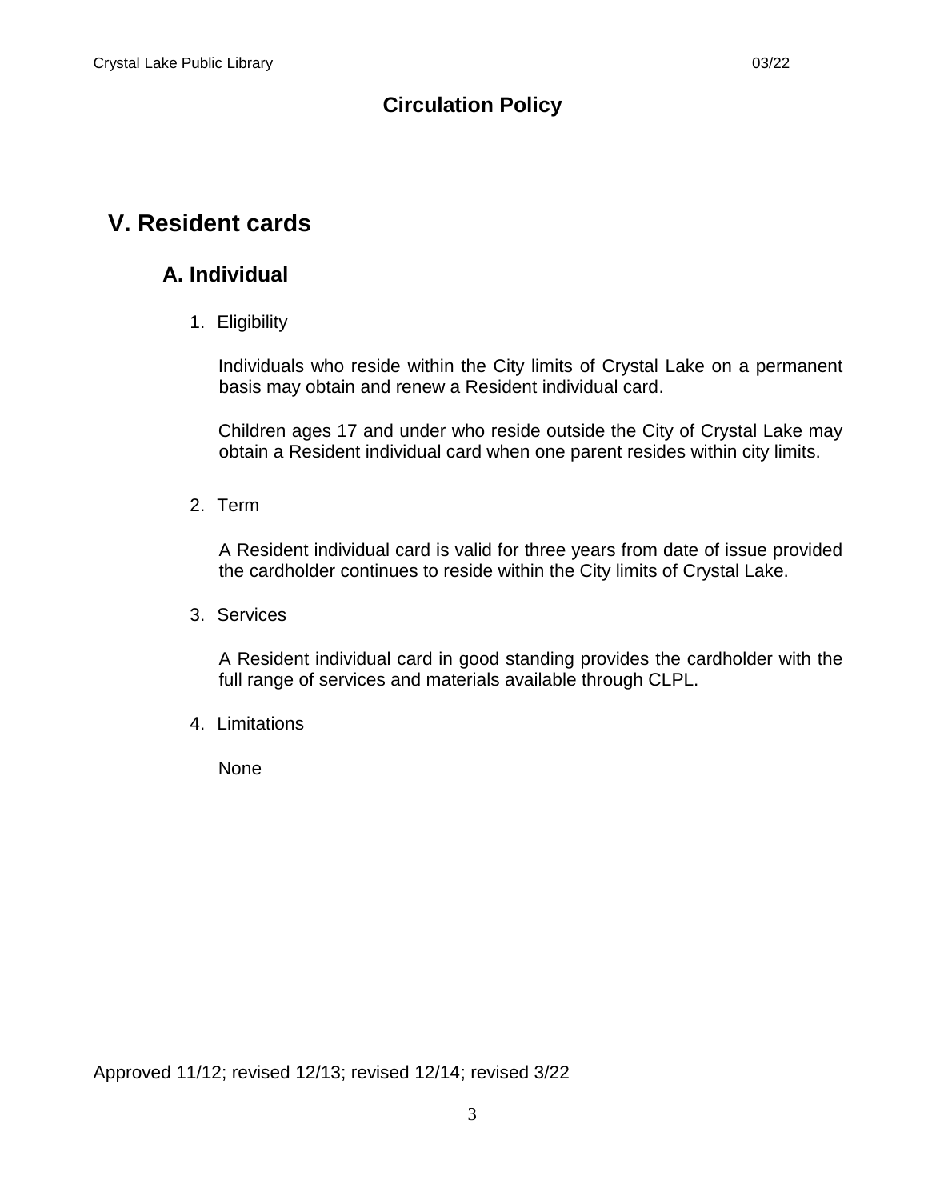# Circulation Policy

## V. Resident cards

### A. Individual

1. Eligibility

   Individuals who reside within the City limits of Crystal Lake on a permanent basis may obtain and renew a Resident individual card.

   Children ages 17 and under who reside outside the City of Crystal Lake may obtain a Resident individual card when one parent resides within city limits.

2. Term

   A Resident individual card is valid for three years from date of issue provided the cardholder continues to reside within the City limits of Crystal Lake.

3. Services

   A Resident individual card in good standing provides the cardholder with the full range of services and materials available through CLPL.

4. Limitations

   None

Approved 11/12; revised 12/13; revised 12/14; revised 3/22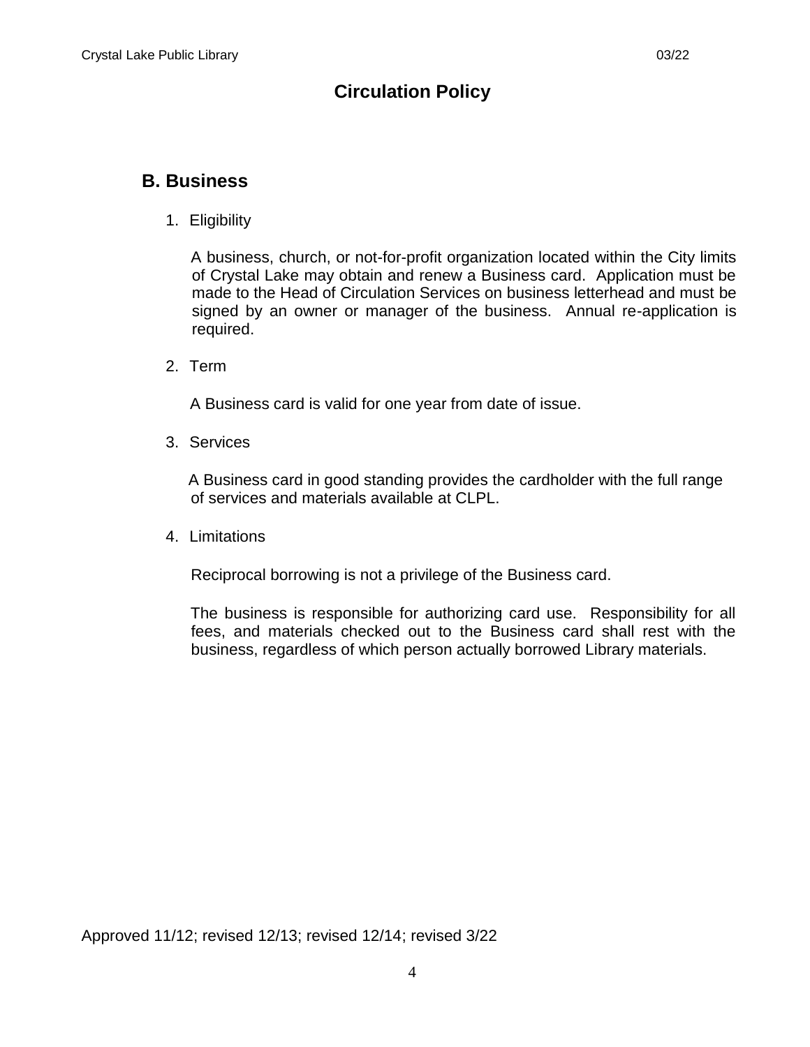# Circulation Policy

## B. Business

1. Eligibility

   A business, church, or not-for-profit organization located within the City limits of Crystal Lake may obtain and renew a Business card. Application must be made to the Head of Circulation Services on business letterhead and must be signed by an owner or manager of the business. Annual re-application is required.

2. Term

   A Business card is valid for one year from date of issue.

3. Services

   A Business card in good standing provides the cardholder with the full range of services and materials available at CLPL.

4. Limitations

   Reciprocal borrowing is not a privilege of the Business card.

   The business is responsible for authorizing card use. Responsibility for all fees, and materials checked out to the Business card shall rest with the business, regardless of which person actually borrowed Library materials.

Approved 11/12; revised 12/13; revised 12/14; revised 3/22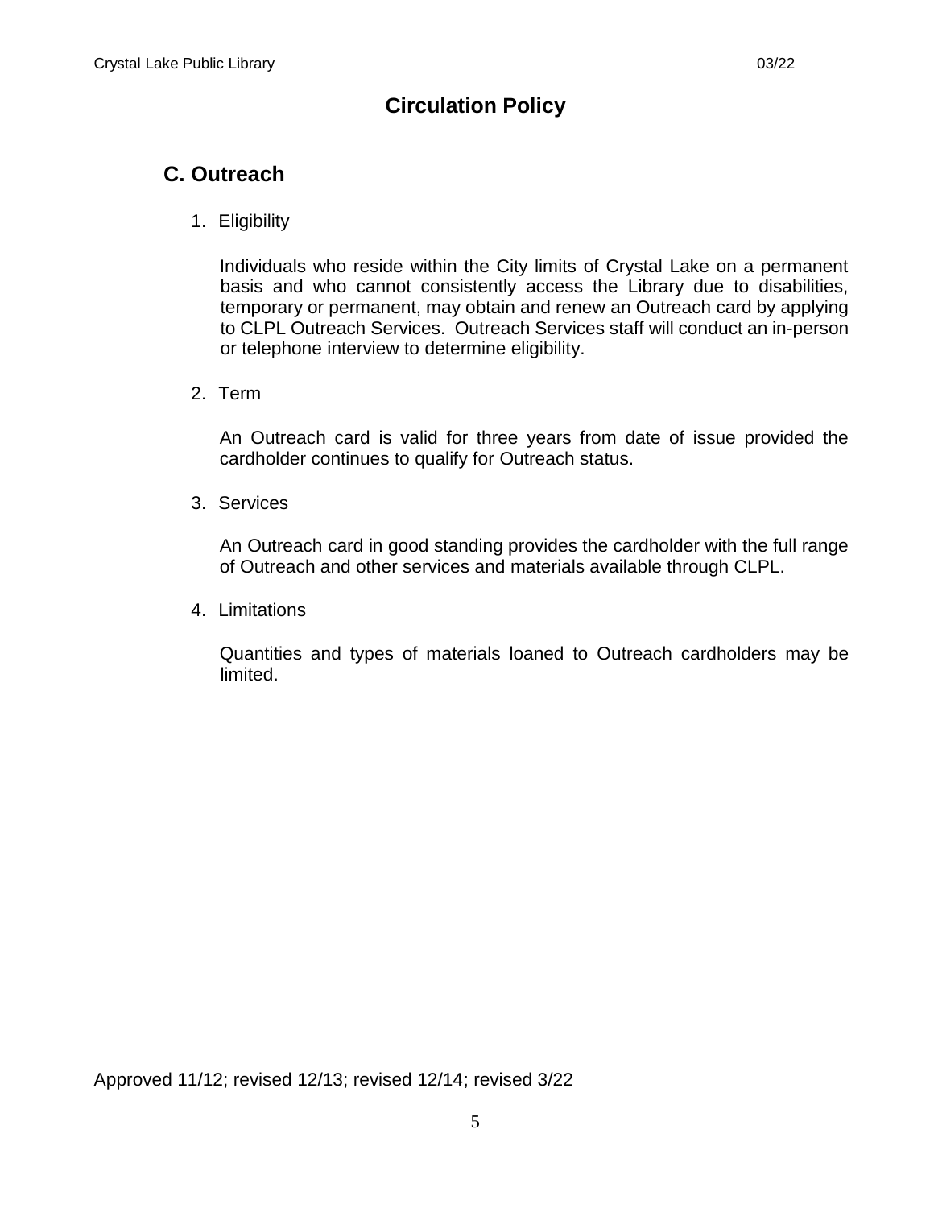# Circulation Policy

## C. Outreach

1. Eligibility

   Individuals who reside within the City limits of Crystal Lake on a permanent basis and who cannot consistently access the Library due to disabilities, temporary or permanent, may obtain and renew an Outreach card by applying to CLPL Outreach Services. Outreach Services staff will conduct an in-person or telephone interview to determine eligibility.

2. Term

   An Outreach card is valid for three years from date of issue provided the cardholder continues to qualify for Outreach status.

3. Services

   An Outreach card in good standing provides the cardholder with the full range of Outreach and other services and materials available through CLPL.

4. Limitations

   Quantities and types of materials loaned to Outreach cardholders may be limited.

Approved 11/12; revised 12/13; revised 12/14; revised 3/22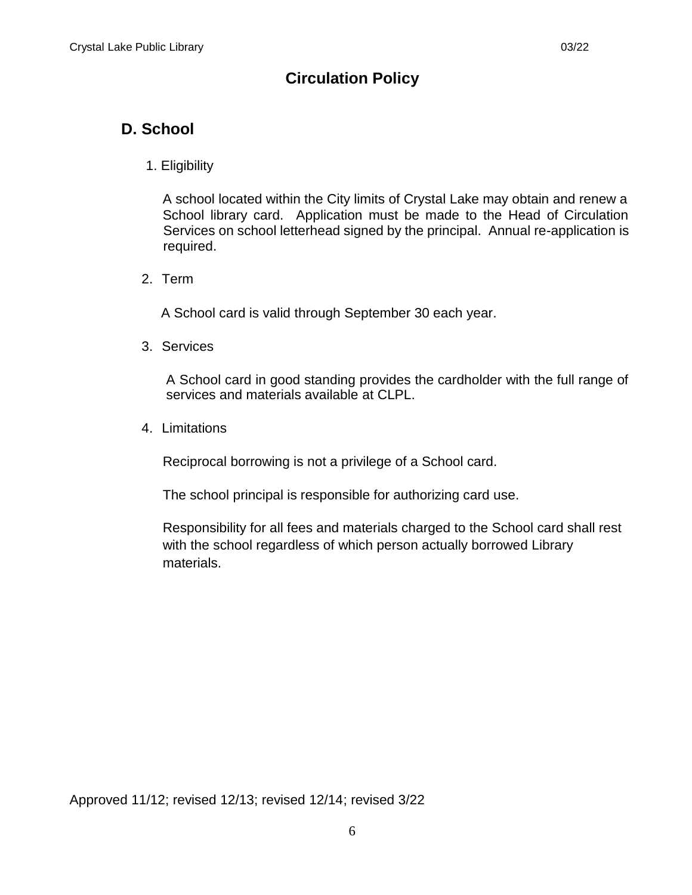# Circulation Policy

## D. School

1. Eligibility

   A school located within the City limits of Crystal Lake may obtain and renew a School library card. Application must be made to the Head of Circulation Services on school letterhead signed by the principal. Annual re-application is required.

2. Term

   A School card is valid through September 30 each year.

3. Services

   A School card in good standing provides the cardholder with the full range of services and materials available at CLPL.

4. Limitations

   Reciprocal borrowing is not a privilege of a School card.

   The school principal is responsible for authorizing card use.

   Responsibility for all fees and materials charged to the School card shall rest with the school regardless of which person actually borrowed Library materials.

Approved 11/12; revised 12/13; revised 12/14; revised 3/22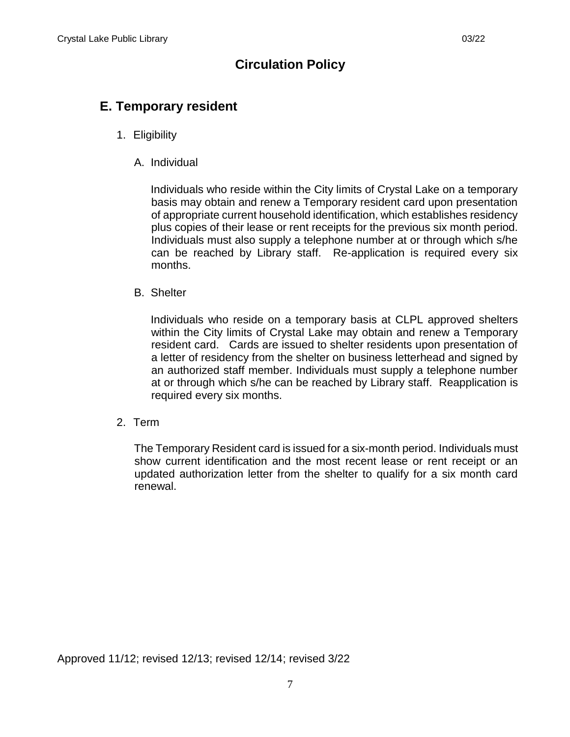# Circulation Policy

## E. Temporary resident

1. Eligibility

   A. Individual

   Individuals who reside within the City limits of Crystal Lake on a temporary basis may obtain and renew a Temporary resident card upon presentation of appropriate current household identification, which establishes residency plus copies of their lease or rent receipts for the previous six month period. Individuals must also supply a telephone number at or through which s/he can be reached by Library staff. Re-application is required every six months.

   B. Shelter

   Individuals who reside on a temporary basis at CLPL approved shelters within the City limits of Crystal Lake may obtain and renew a Temporary resident card. Cards are issued to shelter residents upon presentation of a letter of residency from the shelter on business letterhead and signed by an authorized staff member. Individuals must supply a telephone number at or through which s/he can be reached by Library staff. Reapplication is required every six months.

2. Term

   The Temporary Resident card is issued for a six-month period. Individuals must show current identification and the most recent lease or rent receipt or an updated authorization letter from the shelter to qualify for a six month card renewal.

Approved 11/12; revised 12/13; revised 12/14; revised 3/22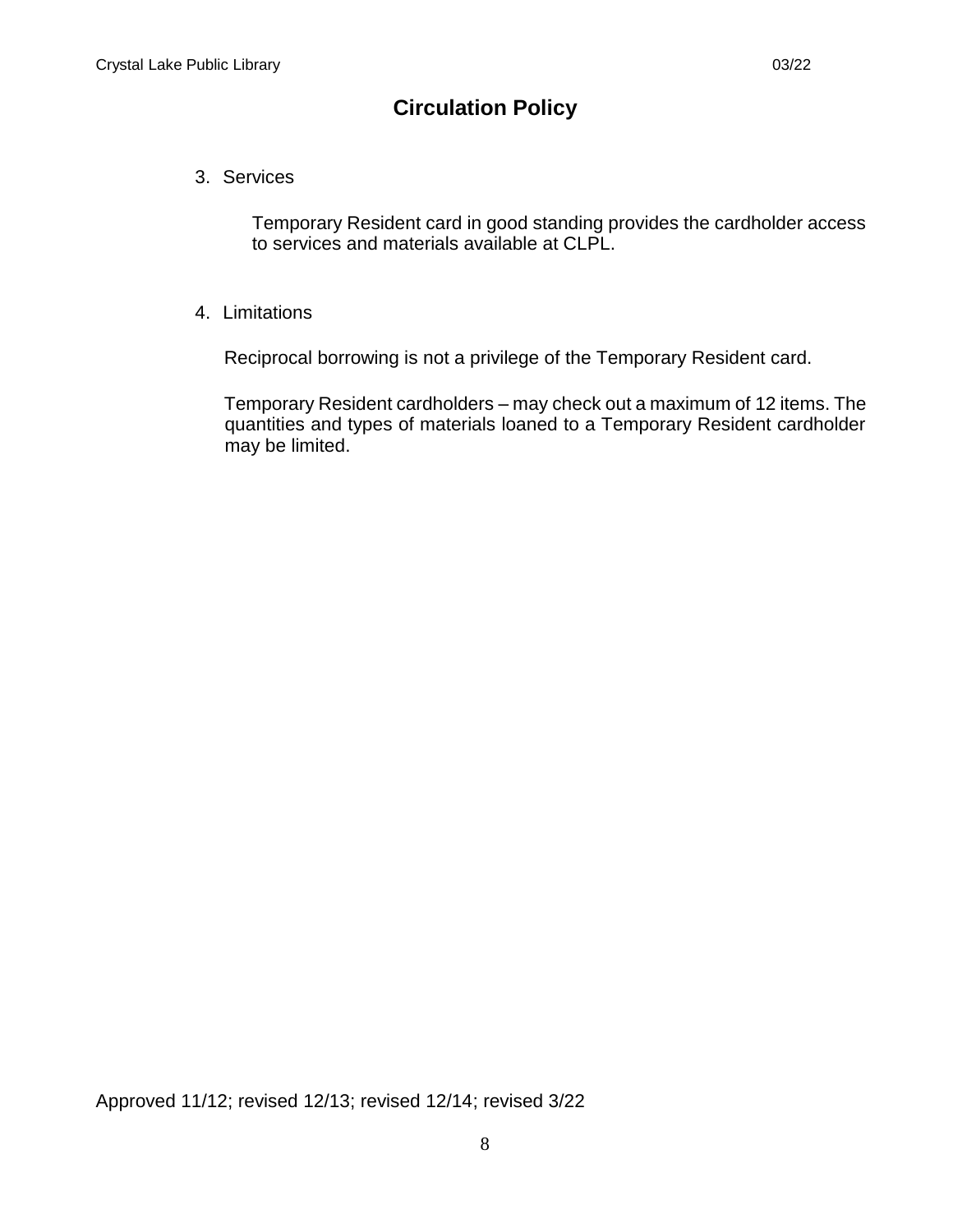# Circulation Policy

3. Services

   Temporary Resident card in good standing provides the cardholder access to services and materials available at CLPL.

4. Limitations

   Reciprocal borrowing is not a privilege of the Temporary Resident card.

   Temporary Resident cardholders – may check out a maximum of 12 items. The quantities and types of materials loaned to a Temporary Resident cardholder may be limited.

Approved 11/12; revised 12/13; revised 12/14; revised 3/22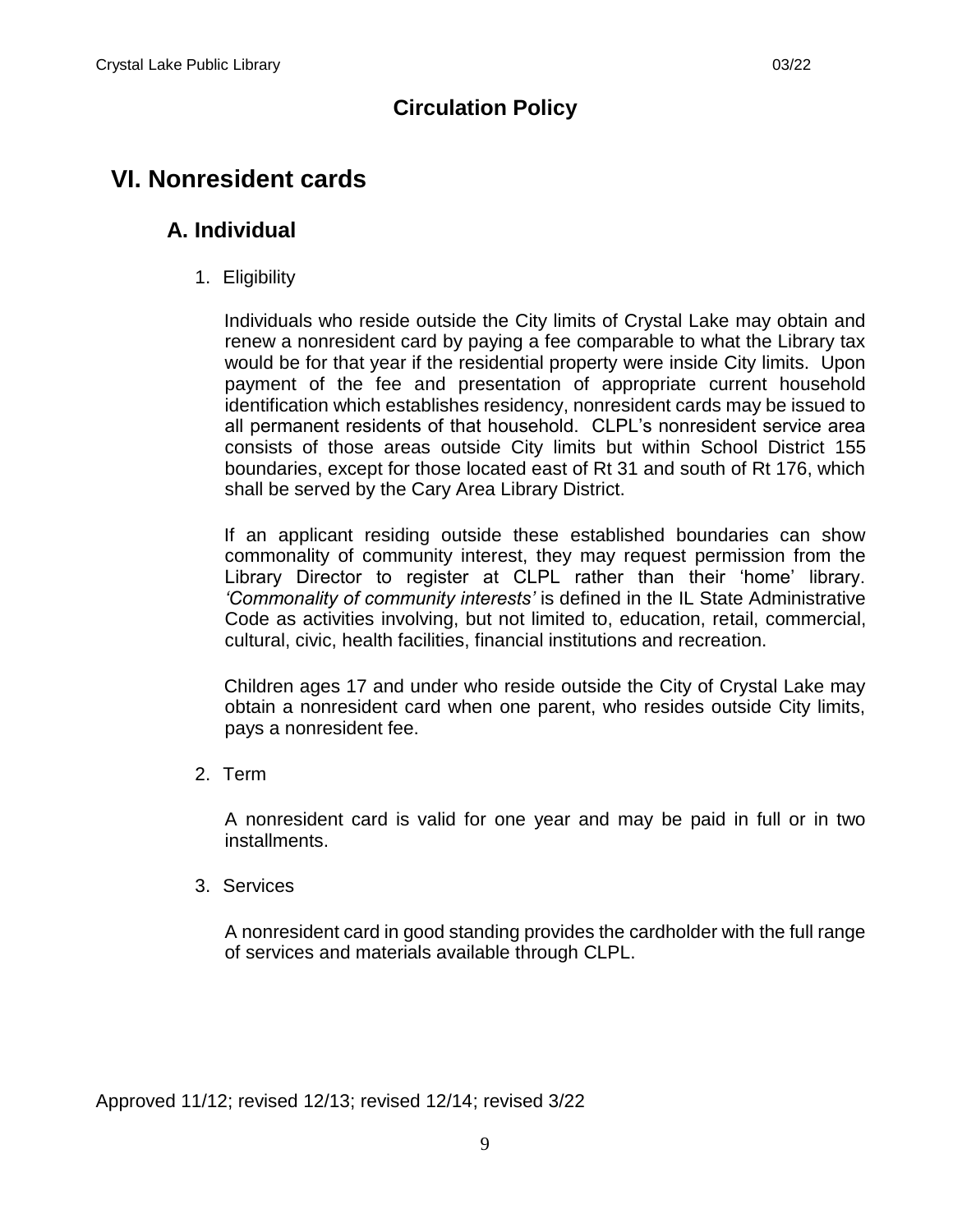## Circulation Policy

# VI. Nonresident cards

## A. Individual

1. Eligibility

   Individuals who reside outside the City limits of Crystal Lake may obtain and renew a nonresident card by paying a fee comparable to what the Library tax would be for that year if the residential property were inside City limits. Upon payment of the fee and presentation of appropriate current household identification which establishes residency, nonresident cards may be issued to all permanent residents of that household. CLPL's nonresident service area consists of those areas outside City limits but within School District 155 boundaries, except for those located east of Rt 31 and south of Rt 176, which shall be served by the Cary Area Library District.

   If an applicant residing outside these established boundaries can show commonality of community interest, they may request permission from the Library Director to register at CLPL rather than their 'home' library. *'Commonality of community interests'* is defined in the IL State Administrative Code as activities involving, but not limited to, education, retail, commercial, cultural, civic, health facilities, financial institutions and recreation.

   Children ages 17 and under who reside outside the City of Crystal Lake may obtain a nonresident card when one parent, who resides outside City limits, pays a nonresident fee.

2. Term

   A nonresident card is valid for one year and may be paid in full or in two installments.

3. Services

   A nonresident card in good standing provides the cardholder with the full range of services and materials available through CLPL.

Approved 11/12; revised 12/13; revised 12/14; revised 3/22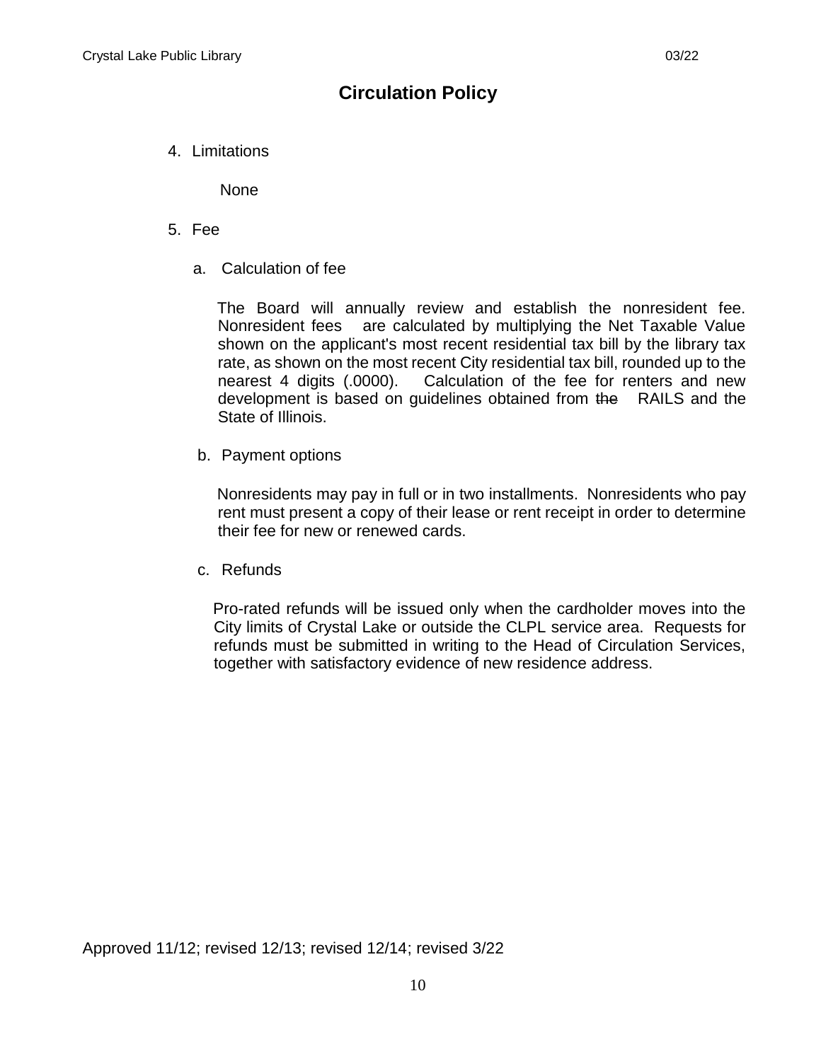# Circulation Policy

4. Limitations

   None

5. Fee

   a. Calculation of fee

      The Board will annually review and establish the nonresident fee. Nonresident fees are calculated by multiplying the Net Taxable Value shown on the applicant's most recent residential tax bill by the library tax rate, as shown on the most recent City residential tax bill, rounded up to the nearest 4 digits (.0000). Calculation of the fee for renters and new development is based on guidelines obtained from ~~the~~ RAILS and the State of Illinois.

   b. Payment options

      Nonresidents may pay in full or in two installments. Nonresidents who pay rent must present a copy of their lease or rent receipt in order to determine their fee for new or renewed cards.

   c. Refunds

      Pro-rated refunds will be issued only when the cardholder moves into the City limits of Crystal Lake or outside the CLPL service area. Requests for refunds must be submitted in writing to the Head of Circulation Services, together with satisfactory evidence of new residence address.

Approved 11/12; revised 12/13; revised 12/14; revised 3/22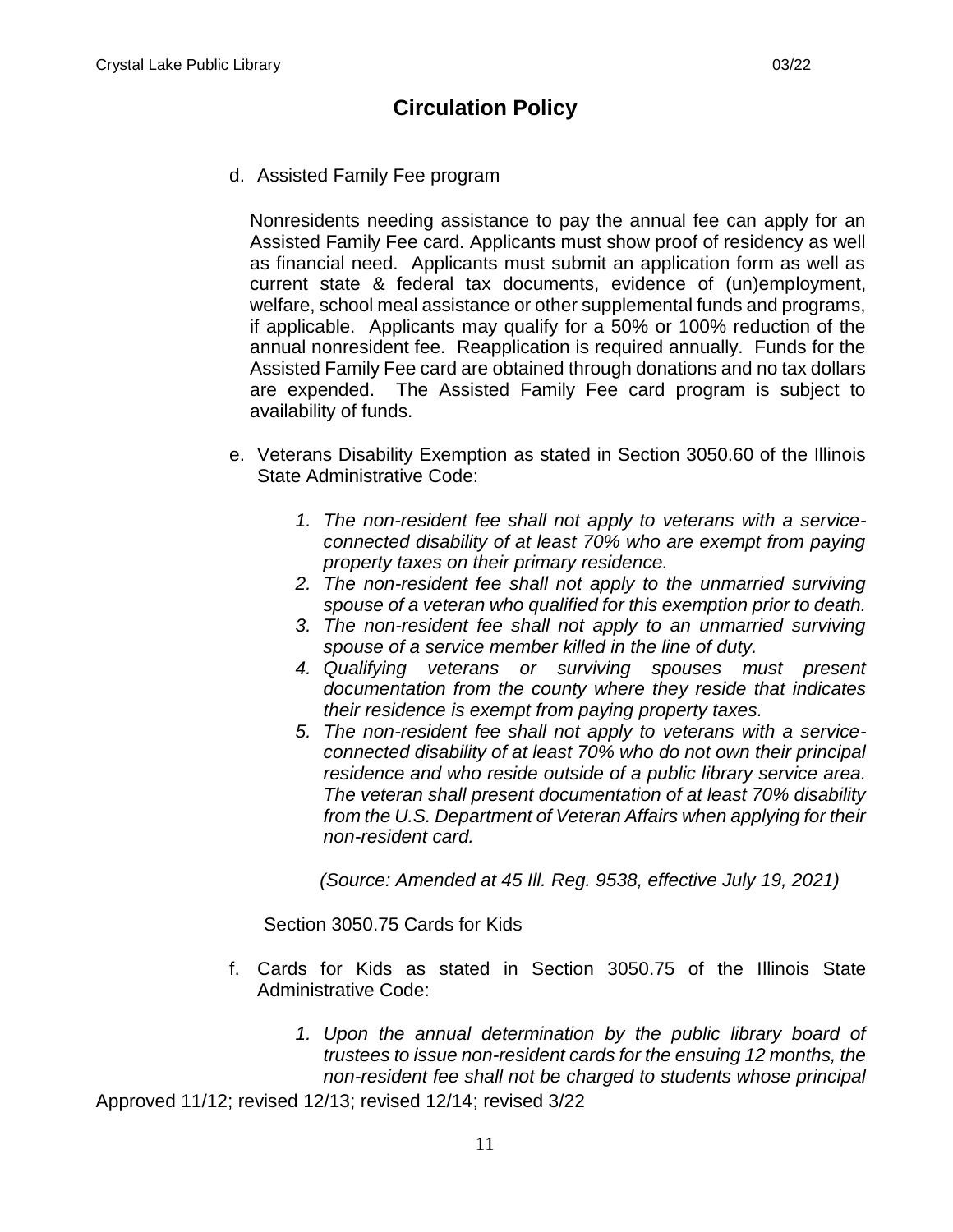# Circulation Policy

d. Assisted Family Fee program

   Nonresidents needing assistance to pay the annual fee can apply for an Assisted Family Fee card. Applicants must show proof of residency as well as financial need. Applicants must submit an application form as well as current state & federal tax documents, evidence of (un)employment, welfare, school meal assistance or other supplemental funds and programs, if applicable. Applicants may qualify for a 50% or 100% reduction of the annual nonresident fee. Reapplication is required annually. Funds for the Assisted Family Fee card are obtained through donations and no tax dollars are expended. The Assisted Family Fee card program is subject to availability of funds.

e. Veterans Disability Exemption as stated in Section 3050.60 of the Illinois State Administrative Code:

   1. *The non-resident fee shall not apply to veterans with a service-connected disability of at least 70% who are exempt from paying property taxes on their primary residence.*
   2. *The non-resident fee shall not apply to the unmarried surviving spouse of a veteran who qualified for this exemption prior to death.*
   3. *The non-resident fee shall not apply to an unmarried surviving spouse of a service member killed in the line of duty.*
   4. *Qualifying veterans or surviving spouses must present documentation from the county where they reside that indicates their residence is exempt from paying property taxes.*
   5. *The non-resident fee shall not apply to veterans with a service-connected disability of at least 70% who do not own their principal residence and who reside outside of a public library service area. The veteran shall present documentation of at least 70% disability from the U.S. Department of Veteran Affairs when applying for their non-resident card.*

   *(Source: Amended at 45 Ill. Reg. 9538, effective July 19, 2021)*

   Section 3050.75 Cards for Kids

f. Cards for Kids as stated in Section 3050.75 of the Illinois State Administrative Code:

   1. *Upon the annual determination by the public library board of trustees to issue non-resident cards for the ensuing 12 months, the non-resident fee shall not be charged to students whose principal*

Approved 11/12; revised 12/13; revised 12/14; revised 3/22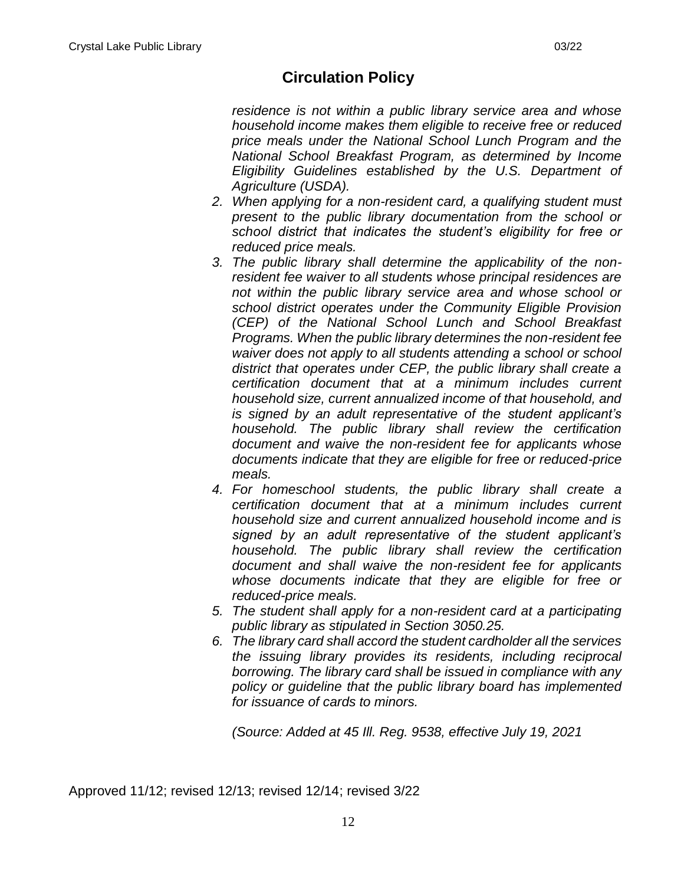## Circulation Policy

*residence is not within a public library service area and whose household income makes them eligible to receive free or reduced price meals under the National School Lunch Program and the National School Breakfast Program, as determined by Income Eligibility Guidelines established by the U.S. Department of Agriculture (USDA).*

2. *When applying for a non-resident card, a qualifying student must present to the public library documentation from the school or school district that indicates the student's eligibility for free or reduced price meals.*
3. *The public library shall determine the applicability of the non-resident fee waiver to all students whose principal residences are not within the public library service area and whose school or school district operates under the Community Eligible Provision (CEP) of the National School Lunch and School Breakfast Programs. When the public library determines the non-resident fee waiver does not apply to all students attending a school or school district that operates under CEP, the public library shall create a certification document that at a minimum includes current household size, current annualized income of that household, and is signed by an adult representative of the student applicant's household. The public library shall review the certification document and waive the non-resident fee for applicants whose documents indicate that they are eligible for free or reduced-price meals.*
4. *For homeschool students, the public library shall create a certification document that at a minimum includes current household size and current annualized household income and is signed by an adult representative of the student applicant's household. The public library shall review the certification document and shall waive the non-resident fee for applicants whose documents indicate that they are eligible for free or reduced-price meals.*
5. *The student shall apply for a non-resident card at a participating public library as stipulated in Section 3050.25.*
6. *The library card shall accord the student cardholder all the services the issuing library provides its residents, including reciprocal borrowing. The library card shall be issued in compliance with any policy or guideline that the public library board has implemented for issuance of cards to minors.*

*(Source: Added at 45 Ill. Reg. 9538, effective July 19, 2021*

Approved 11/12; revised 12/13; revised 12/14; revised 3/22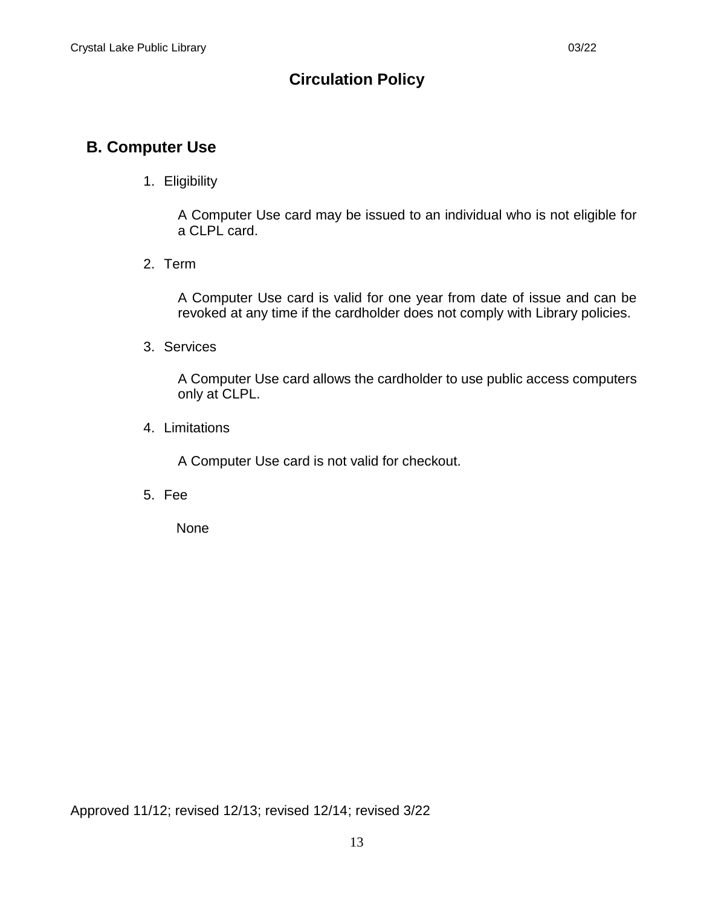# Circulation Policy

## B. Computer Use

1. Eligibility

   A Computer Use card may be issued to an individual who is not eligible for a CLPL card.

2. Term

   A Computer Use card is valid for one year from date of issue and can be revoked at any time if the cardholder does not comply with Library policies.

3. Services

   A Computer Use card allows the cardholder to use public access computers only at CLPL.

4. Limitations

   A Computer Use card is not valid for checkout.

5. Fee

   None

Approved 11/12; revised 12/13; revised 12/14; revised 3/22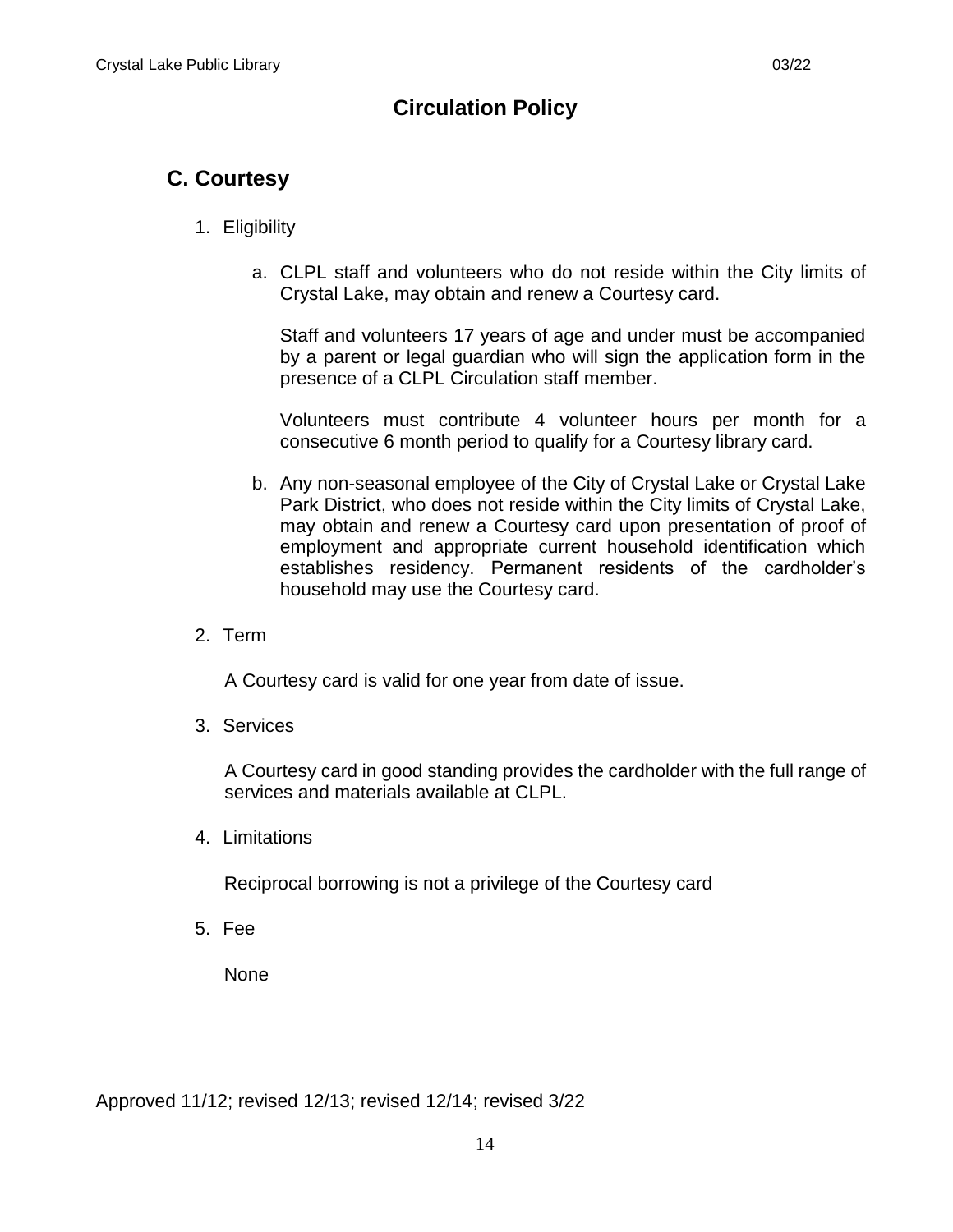# Circulation Policy

## C. Courtesy

1. Eligibility

   a. CLPL staff and volunteers who do not reside within the City limits of Crystal Lake, may obtain and renew a Courtesy card.

      Staff and volunteers 17 years of age and under must be accompanied by a parent or legal guardian who will sign the application form in the presence of a CLPL Circulation staff member.

      Volunteers must contribute 4 volunteer hours per month for a consecutive 6 month period to qualify for a Courtesy library card.

   b. Any non-seasonal employee of the City of Crystal Lake or Crystal Lake Park District, who does not reside within the City limits of Crystal Lake, may obtain and renew a Courtesy card upon presentation of proof of employment and appropriate current household identification which establishes residency. Permanent residents of the cardholder's household may use the Courtesy card.

2. Term

   A Courtesy card is valid for one year from date of issue.

3. Services

   A Courtesy card in good standing provides the cardholder with the full range of services and materials available at CLPL.

4. Limitations

   Reciprocal borrowing is not a privilege of the Courtesy card

5. Fee

   None

Approved 11/12; revised 12/13; revised 12/14; revised 3/22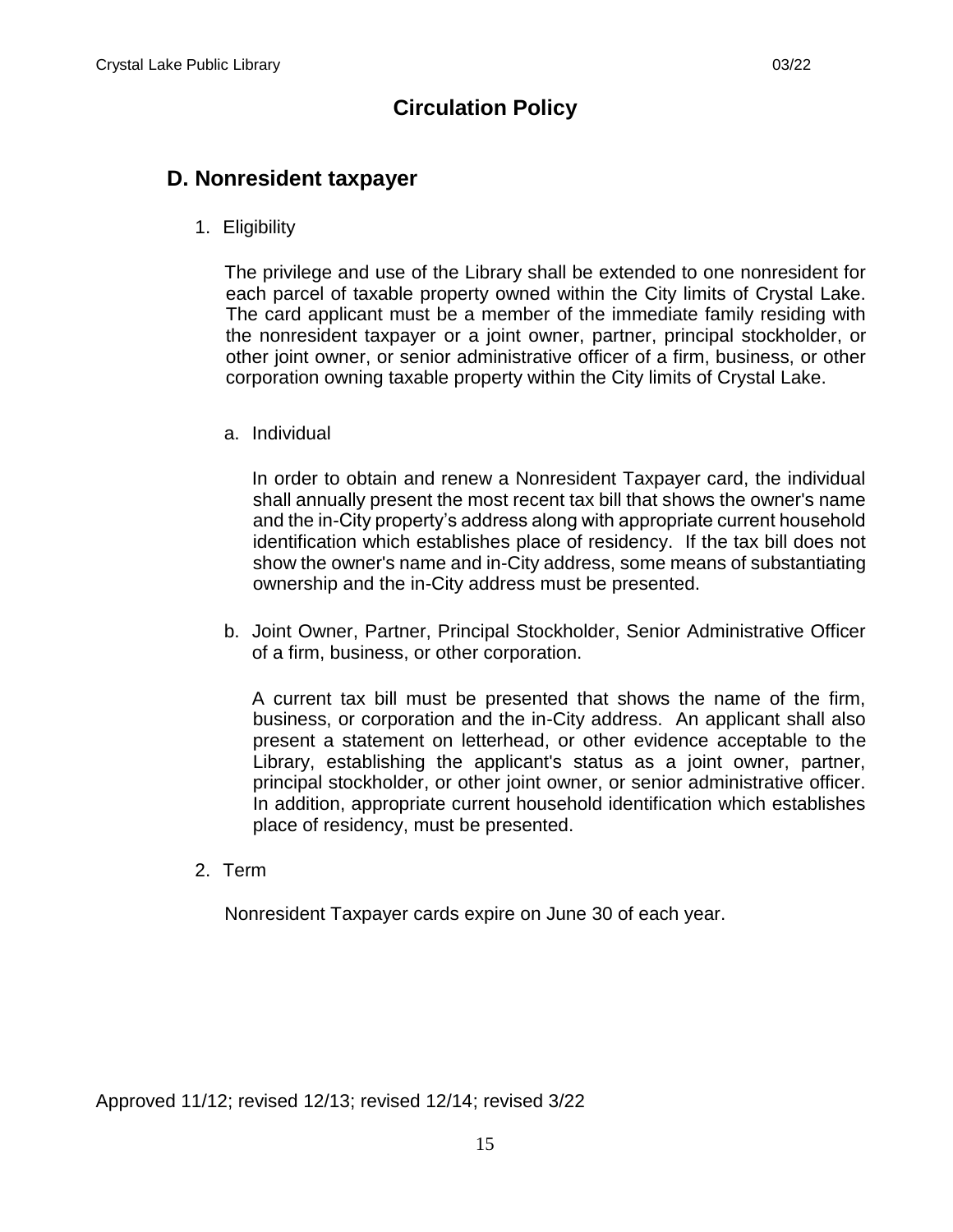# Circulation Policy

## D. Nonresident taxpayer

1. Eligibility

   The privilege and use of the Library shall be extended to one nonresident for each parcel of taxable property owned within the City limits of Crystal Lake. The card applicant must be a member of the immediate family residing with the nonresident taxpayer or a joint owner, partner, principal stockholder, or other joint owner, or senior administrative officer of a firm, business, or other corporation owning taxable property within the City limits of Crystal Lake.

   a. Individual

      In order to obtain and renew a Nonresident Taxpayer card, the individual shall annually present the most recent tax bill that shows the owner's name and the in-City property's address along with appropriate current household identification which establishes place of residency. If the tax bill does not show the owner's name and in-City address, some means of substantiating ownership and the in-City address must be presented.

   b. Joint Owner, Partner, Principal Stockholder, Senior Administrative Officer of a firm, business, or other corporation.

      A current tax bill must be presented that shows the name of the firm, business, or corporation and the in-City address. An applicant shall also present a statement on letterhead, or other evidence acceptable to the Library, establishing the applicant's status as a joint owner, partner, principal stockholder, or other joint owner, or senior administrative officer. In addition, appropriate current household identification which establishes place of residency, must be presented.

2. Term

   Nonresident Taxpayer cards expire on June 30 of each year.

Approved 11/12; revised 12/13; revised 12/14; revised 3/22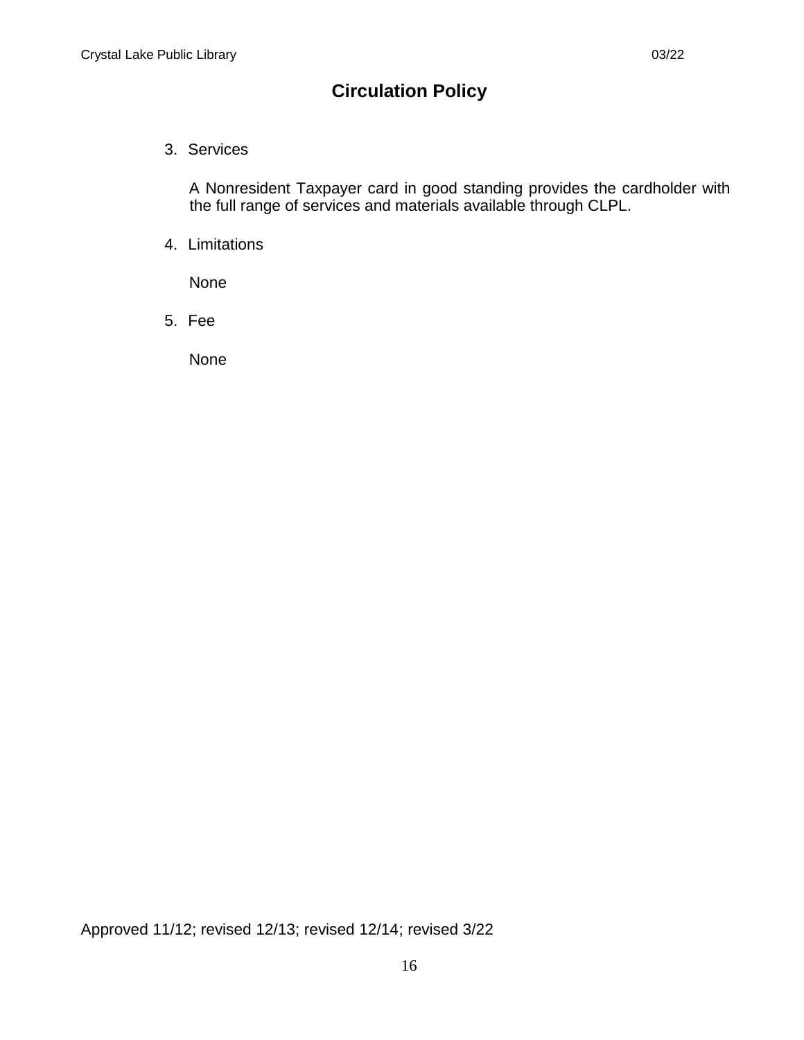## Circulation Policy

3. Services

   A Nonresident Taxpayer card in good standing provides the cardholder with the full range of services and materials available through CLPL.

4. Limitations

   None

5. Fee

   None

Approved 11/12; revised 12/13; revised 12/14; revised 3/22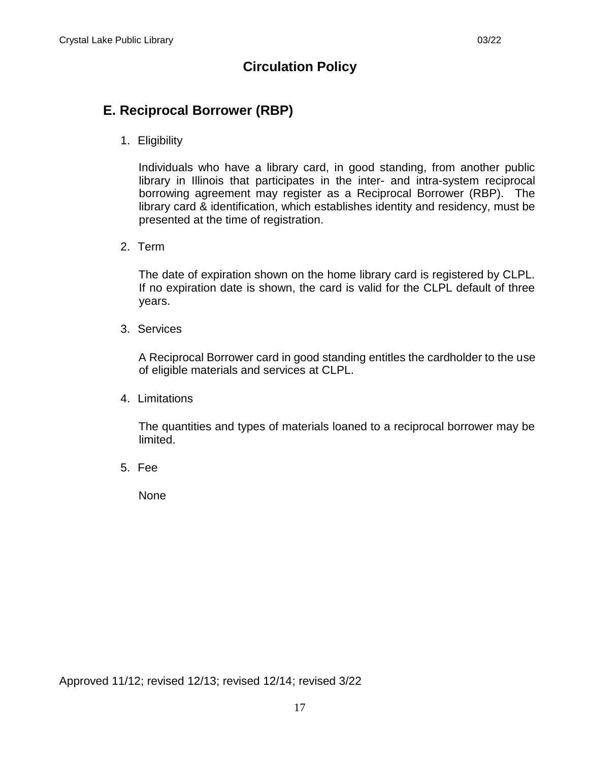# Circulation Policy

## E. Reciprocal Borrower (RBP)

1. Eligibility

   Individuals who have a library card, in good standing, from another public library in Illinois that participates in the inter- and intra-system reciprocal borrowing agreement may register as a Reciprocal Borrower (RBP). The library card & identification, which establishes identity and residency, must be presented at the time of registration.

2. Term

   The date of expiration shown on the home library card is registered by CLPL. If no expiration date is shown, the card is valid for the CLPL default of three years.

3. Services

   A Reciprocal Borrower card in good standing entitles the cardholder to the use of eligible materials and services at CLPL.

4. Limitations

   The quantities and types of materials loaned to a reciprocal borrower may be limited.

5. Fee

   None

Approved 11/12; revised 12/13; revised 12/14; revised 3/22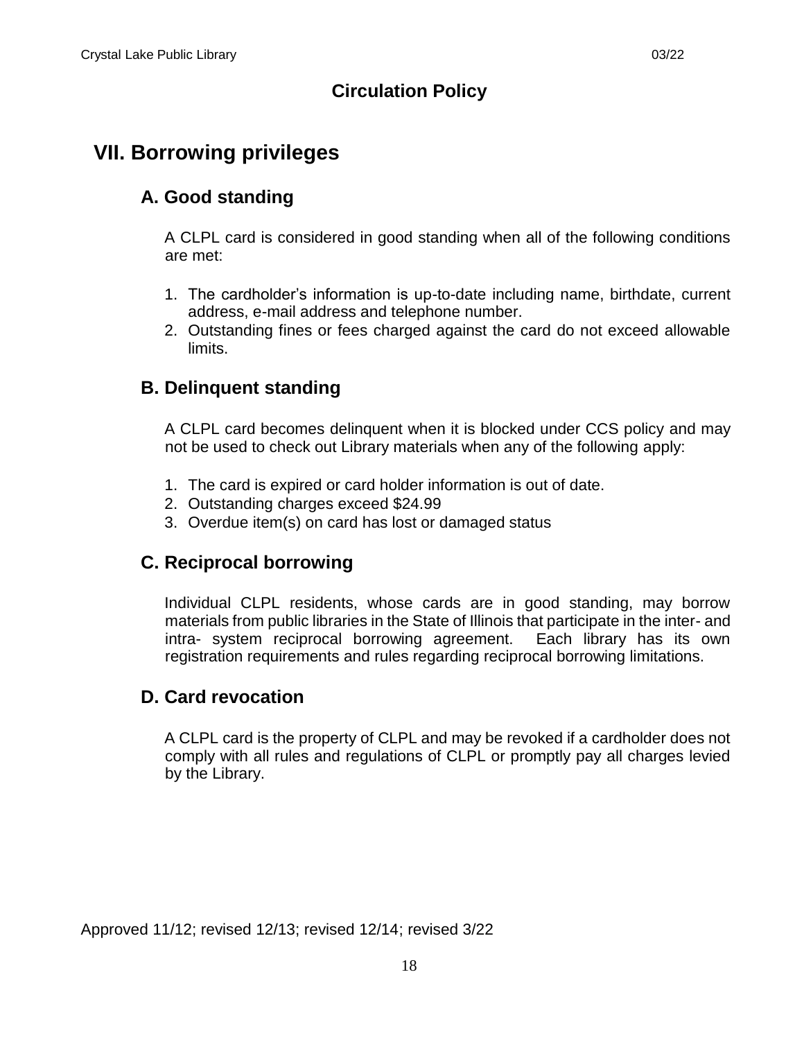## Circulation Policy

# VII. Borrowing privileges

## A. Good standing

A CLPL card is considered in good standing when all of the following conditions are met:

1. The cardholder's information is up-to-date including name, birthdate, current address, e-mail address and telephone number.
2. Outstanding fines or fees charged against the card do not exceed allowable limits.

## B. Delinquent standing

A CLPL card becomes delinquent when it is blocked under CCS policy and may not be used to check out Library materials when any of the following apply:

1. The card is expired or card holder information is out of date.
2. Outstanding charges exceed $24.99
3. Overdue item(s) on card has lost or damaged status

## C. Reciprocal borrowing

Individual CLPL residents, whose cards are in good standing, may borrow materials from public libraries in the State of Illinois that participate in the inter- and intra- system reciprocal borrowing agreement. Each library has its own registration requirements and rules regarding reciprocal borrowing limitations.

## D. Card revocation

A CLPL card is the property of CLPL and may be revoked if a cardholder does not comply with all rules and regulations of CLPL or promptly pay all charges levied by the Library.

Approved 11/12; revised 12/13; revised 12/14; revised 3/22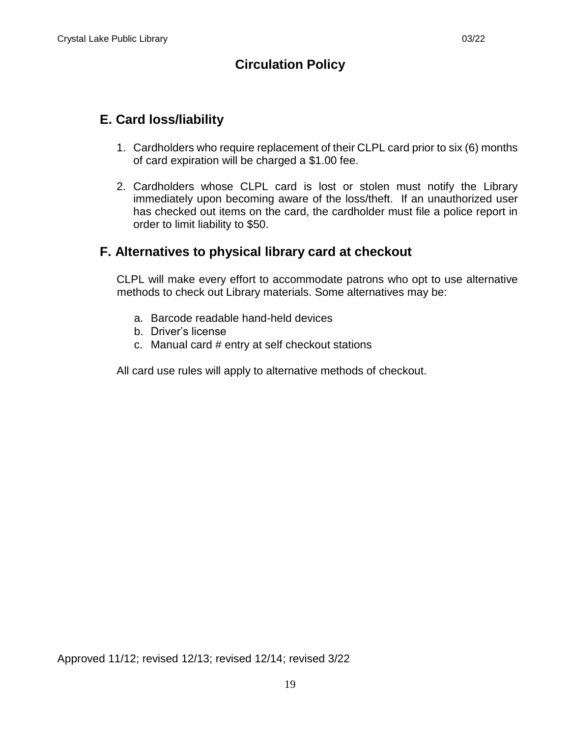# Circulation Policy

## E. Card loss/liability

1. Cardholders who require replacement of their CLPL card prior to six (6) months of card expiration will be charged a $1.00 fee.

2. Cardholders whose CLPL card is lost or stolen must notify the Library immediately upon becoming aware of the loss/theft. If an unauthorized user has checked out items on the card, the cardholder must file a police report in order to limit liability to $50.

## F. Alternatives to physical library card at checkout

CLPL will make every effort to accommodate patrons who opt to use alternative methods to check out Library materials. Some alternatives may be:

a. Barcode readable hand-held devices
b. Driver's license
c. Manual card # entry at self checkout stations

All card use rules will apply to alternative methods of checkout.

Approved 11/12; revised 12/13; revised 12/14; revised 3/22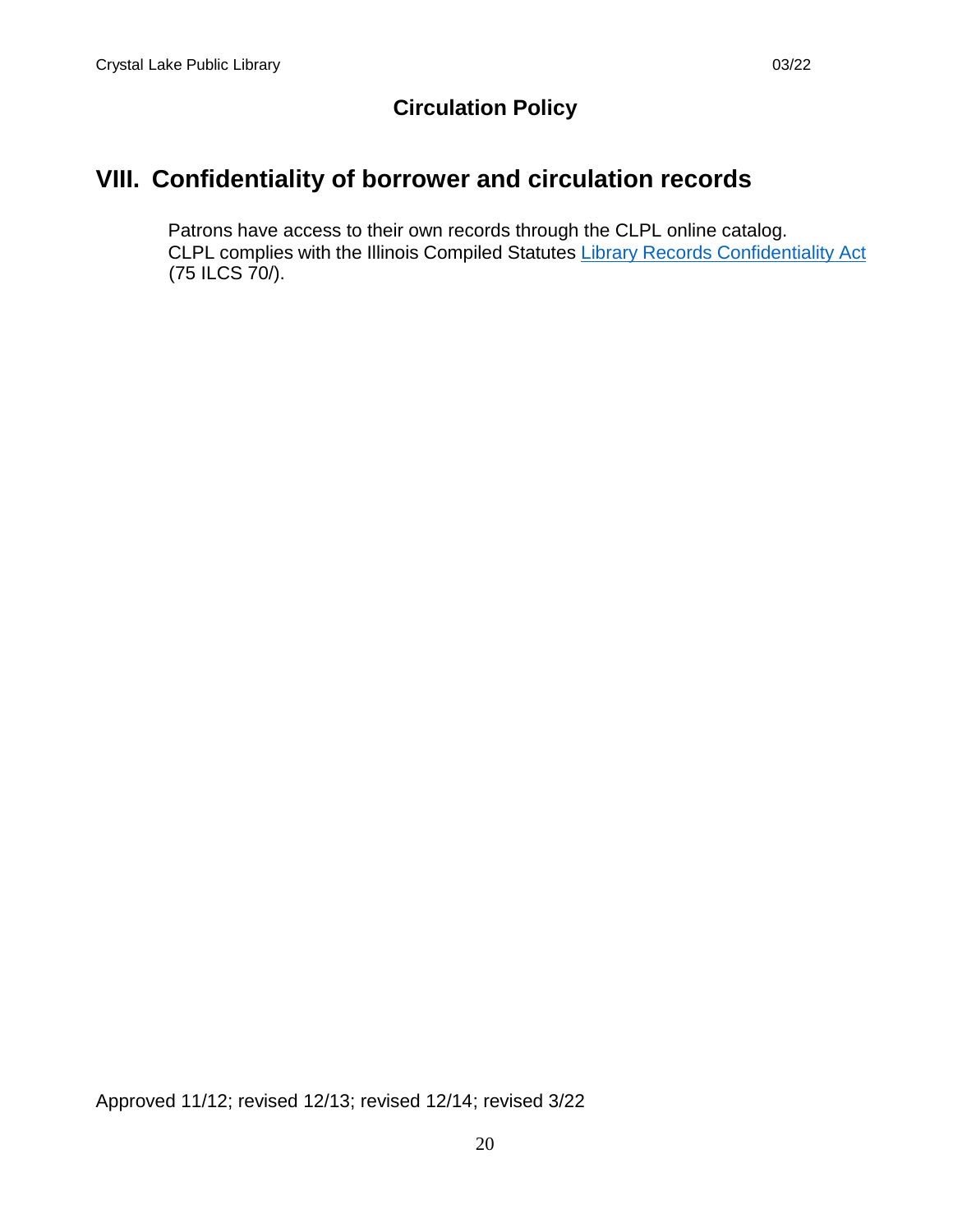## Circulation Policy

# VIII. Confidentiality of borrower and circulation records

Patrons have access to their own records through the CLPL online catalog. CLPL complies with the Illinois Compiled Statutes [Library Records Confidentiality Act] (75 ILCS 70/).

Approved 11/12; revised 12/13; revised 12/14; revised 3/22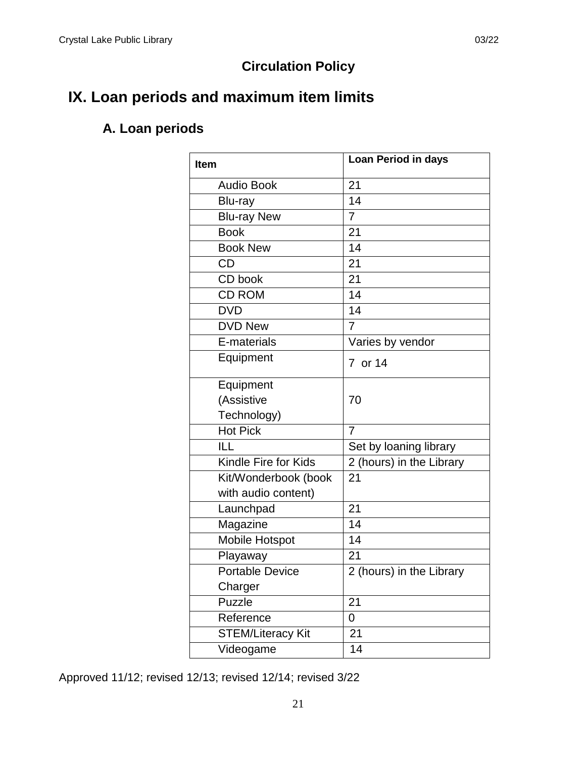## Circulation Policy

# IX. Loan periods and maximum item limits

## A. Loan periods

| Item | Loan Period in days |
|---|---|
| Audio Book | 21 |
| Blu-ray | 14 |
| Blu-ray New | 7 |
| Book | 21 |
| Book New | 14 |
| CD | 21 |
| CD book | 21 |
| CD ROM | 14 |
| DVD | 14 |
| DVD New | 7 |
| E-materials | Varies by vendor |
| Equipment | 7 or 14 |
| Equipment (Assistive Technology) | 70 |
| Hot Pick | 7 |
| ILL | Set by loaning library |
| Kindle Fire for Kids | 2 (hours) in the Library |
| Kit/Wonderbook (book with audio content) | 21 |
| Launchpad | 21 |
| Magazine | 14 |
| Mobile Hotspot | 14 |
| Playaway | 21 |
| Portable Device Charger | 2 (hours) in the Library |
| Puzzle | 21 |
| Reference | 0 |
| STEM/Literacy Kit | 21 |
| Videogame | 14 |

Approved 11/12; revised 12/13; revised 12/14; revised 3/22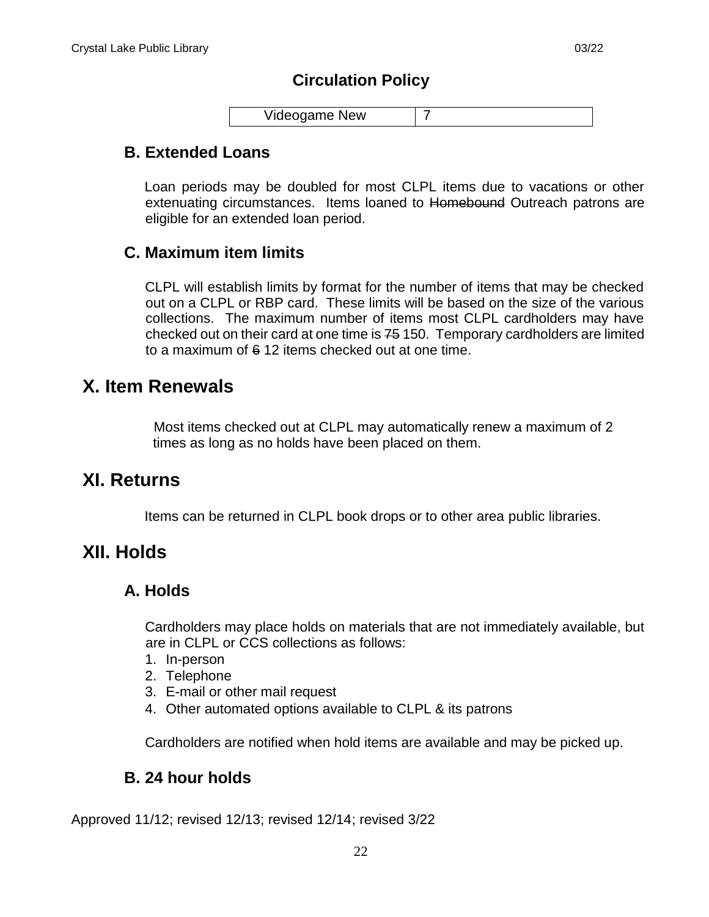| Videogame New | 7 |
|---|---|

### B. Extended Loans

Loan periods may be doubled for most CLPL items due to vacations or other extenuating circumstances. Items loaned to ~~Homebound~~ Outreach patrons are eligible for an extended loan period.

### C. Maximum item limits

CLPL will establish limits by format for the number of items that may be checked out on a CLPL or RBP card. These limits will be based on the size of the various collections. The maximum number of items most CLPL cardholders may have checked out on their card at one time is ~~75~~ 150. Temporary cardholders are limited to a maximum of ~~6~~ 12 items checked out at one time.

## X. Item Renewals

Most items checked out at CLPL may automatically renew a maximum of 2 times as long as no holds have been placed on them.

## XI. Returns

Items can be returned in CLPL book drops or to other area public libraries.

## XII. Holds

### A. Holds

Cardholders may place holds on materials that are not immediately available, but are in CLPL or CCS collections as follows:

1. In-person
2. Telephone
3. E-mail or other mail request
4. Other automated options available to CLPL & its patrons

Cardholders are notified when hold items are available and may be picked up.

### B. 24 hour holds

Approved 11/12; revised 12/13; revised 12/14; revised 3/22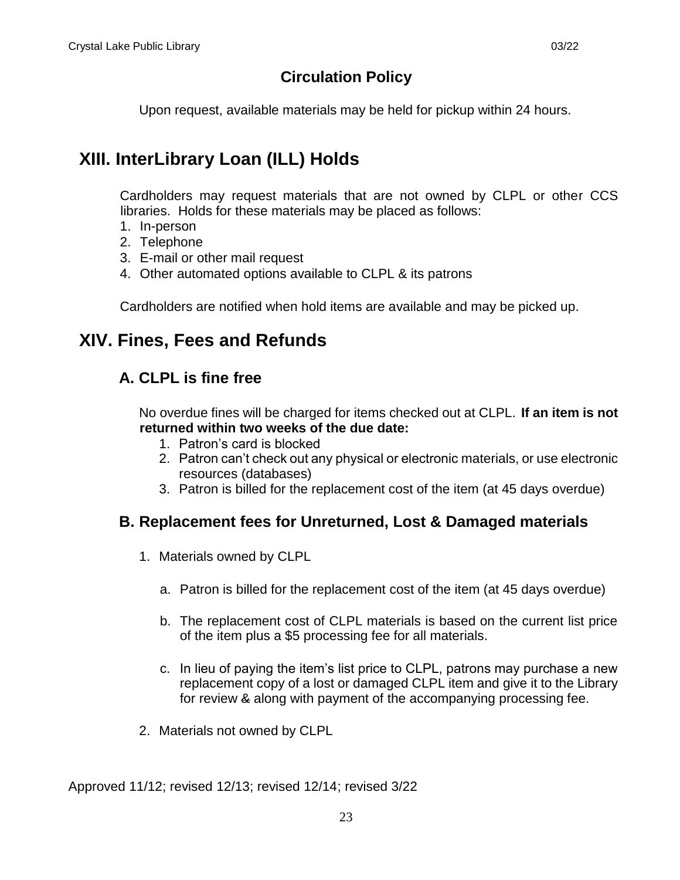Upon request, available materials may be held for pickup within 24 hours.

## XIII. InterLibrary Loan (ILL) Holds

Cardholders may request materials that are not owned by CLPL or other CCS libraries. Holds for these materials may be placed as follows:

1. In-person
2. Telephone
3. E-mail or other mail request
4. Other automated options available to CLPL & its patrons

Cardholders are notified when hold items are available and may be picked up.

## XIV. Fines, Fees and Refunds

### A. CLPL is fine free

No overdue fines will be charged for items checked out at CLPL. **If an item is not returned within two weeks of the due date:**

1. Patron's card is blocked
2. Patron can't check out any physical or electronic materials, or use electronic resources (databases)
3. Patron is billed for the replacement cost of the item (at 45 days overdue)

### B. Replacement fees for Unreturned, Lost & Damaged materials

1. Materials owned by CLPL
   a. Patron is billed for the replacement cost of the item (at 45 days overdue)
   b. The replacement cost of CLPL materials is based on the current list price of the item plus a $5 processing fee for all materials.
   c. In lieu of paying the item's list price to CLPL, patrons may purchase a new replacement copy of a lost or damaged CLPL item and give it to the Library for review & along with payment of the accompanying processing fee.
2. Materials not owned by CLPL

Approved 11/12; revised 12/13; revised 12/14; revised 3/22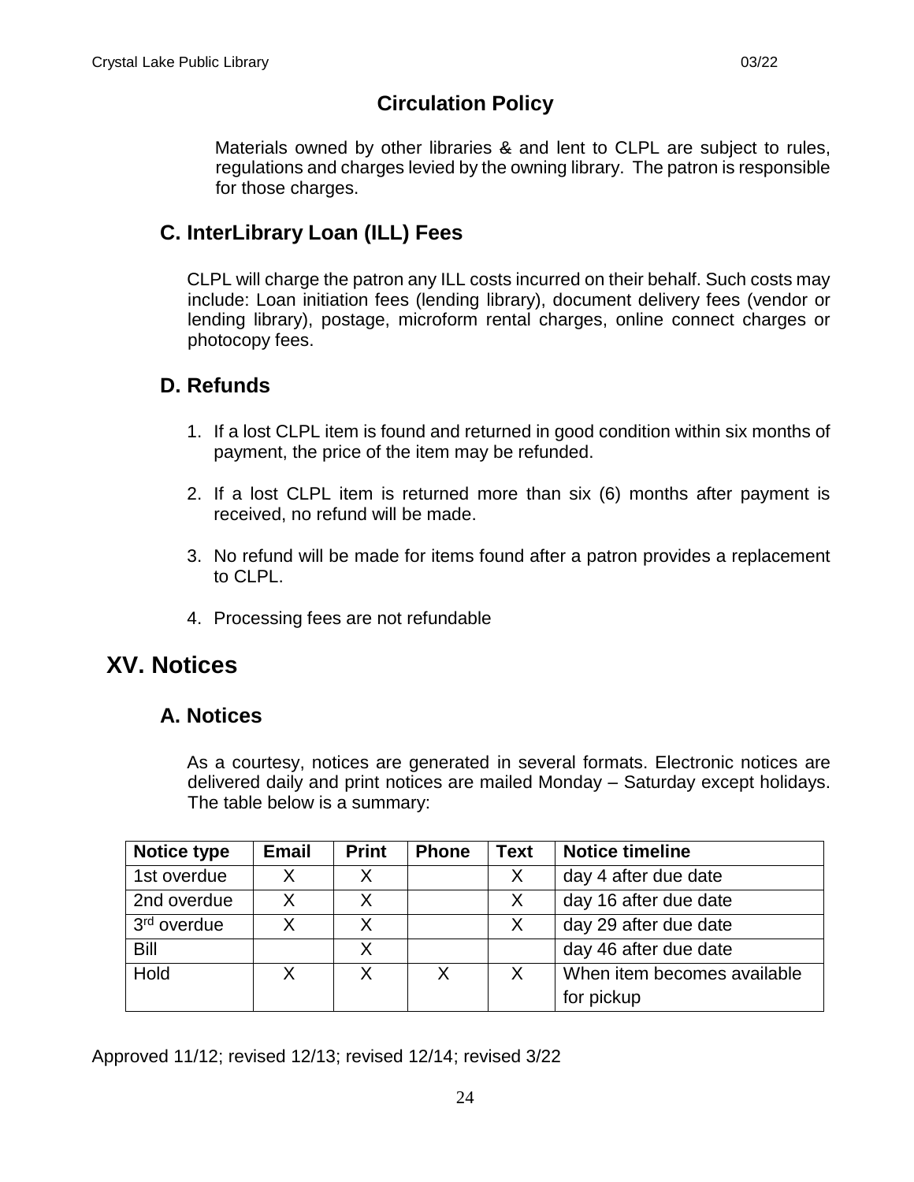# Circulation Policy

Materials owned by other libraries & and lent to CLPL are subject to rules, regulations and charges levied by the owning library. The patron is responsible for those charges.

## C. InterLibrary Loan (ILL) Fees

CLPL will charge the patron any ILL costs incurred on their behalf. Such costs may include: Loan initiation fees (lending library), document delivery fees (vendor or lending library), postage, microform rental charges, online connect charges or photocopy fees.

## D. Refunds

1. If a lost CLPL item is found and returned in good condition within six months of payment, the price of the item may be refunded.

2. If a lost CLPL item is returned more than six (6) months after payment is received, no refund will be made.

3. No refund will be made for items found after a patron provides a replacement to CLPL.

4. Processing fees are not refundable

# XV. Notices

## A. Notices

As a courtesy, notices are generated in several formats. Electronic notices are delivered daily and print notices are mailed Monday – Saturday except holidays. The table below is a summary:

| Notice type | Email | Print | Phone | Text | Notice timeline |
|---|---|---|---|---|---|
| 1st overdue | X | X | | X | day 4 after due date |
| 2nd overdue | X | X | | X | day 16 after due date |
| 3rd overdue | X | X | | X | day 29 after due date |
| Bill | | X | | | day 46 after due date |
| Hold | X | X | X | X | When item becomes available for pickup |

Approved 11/12; revised 12/13; revised 12/14; revised 3/22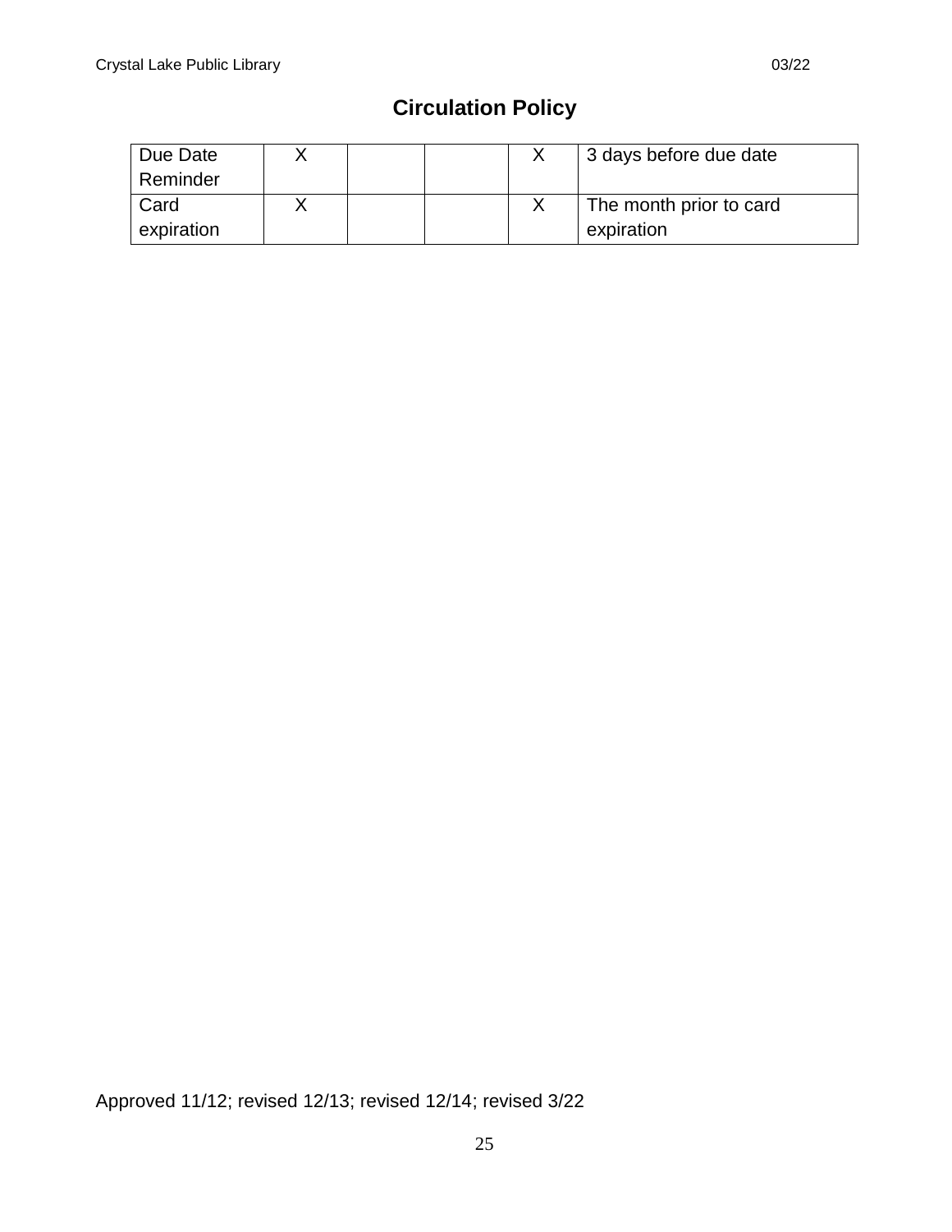## Circulation Policy

| | | | | | |
|---|---|---|---|---|---|
| Due Date Reminder | X | | | X | 3 days before due date |
| Card expiration | X | | | X | The month prior to card expiration |

Approved 11/12; revised 12/13; revised 12/14; revised 3/22